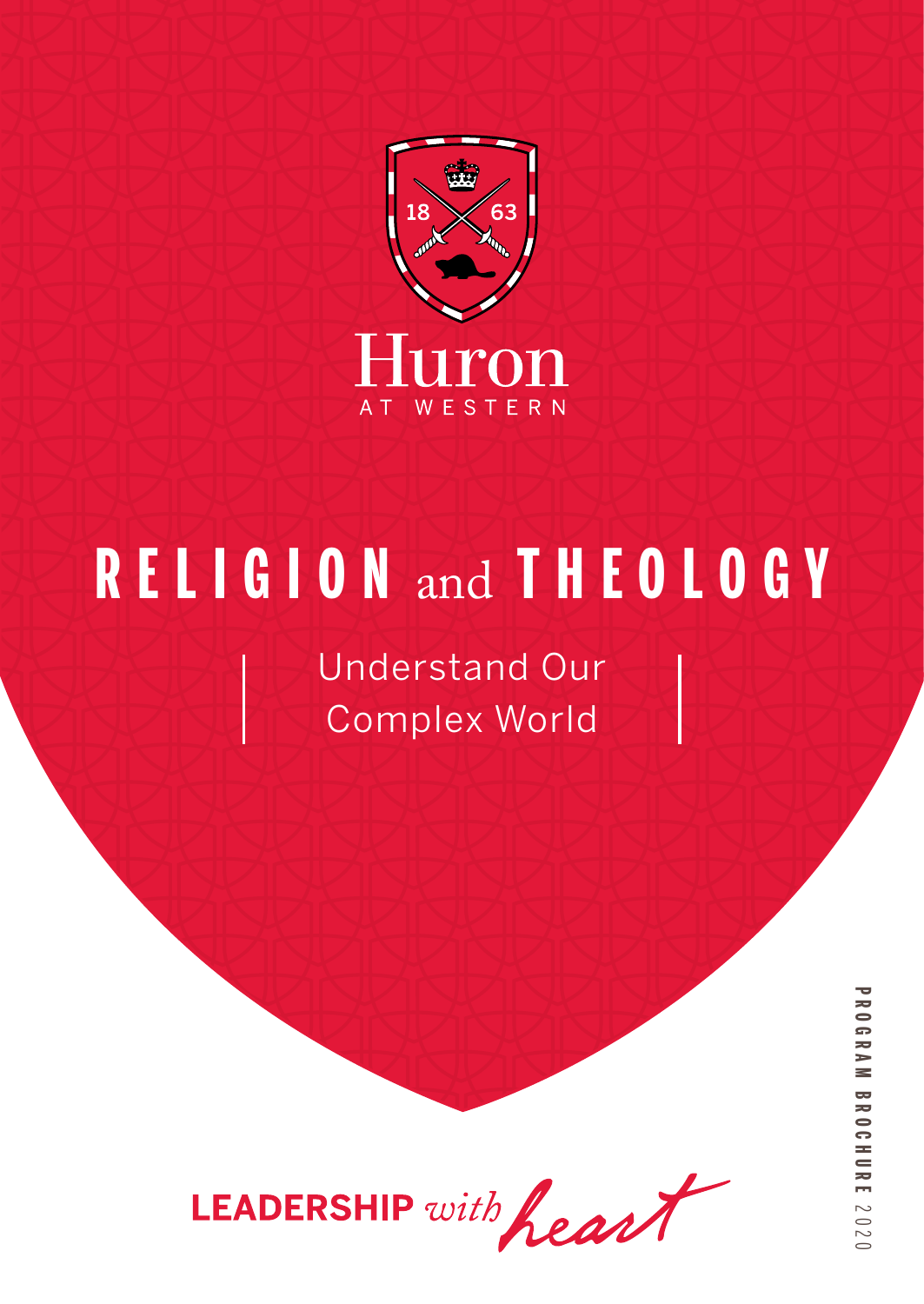18 63

Huron

AT WESTERN

# RELIGION and THEOLOGY

Understand Our Complex World

LEADERSHIP *with heart*

PROGRAM BROCHURE 2020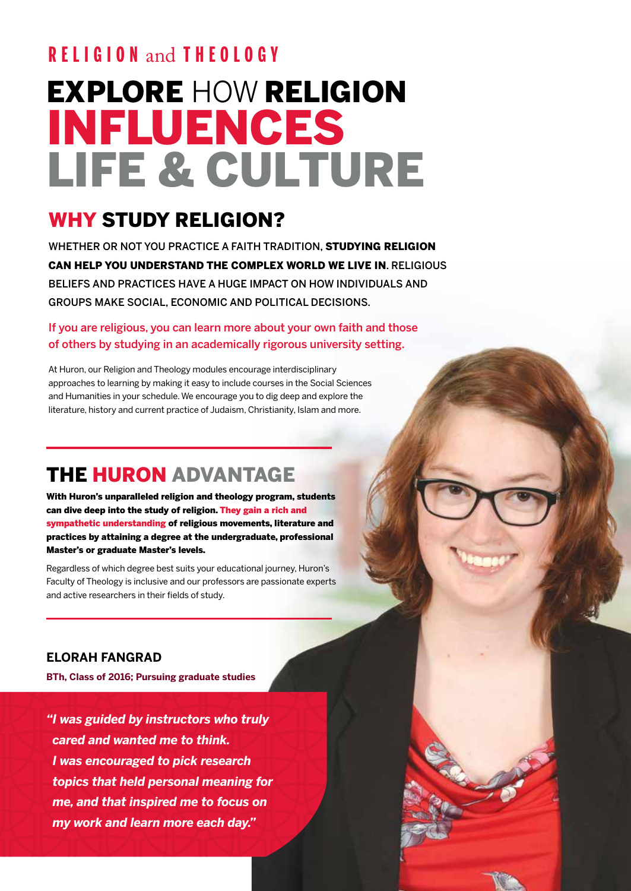RELIGION and THEOLOGY

# EXPLORE HOW RELIGION INFLUENCES LIFE & CULTURE

## WHY STUDY RELIGION?

WHETHER OR NOT YOU PRACTICE A FAITH TRADITION, **STUDYING RELIGION CAN HELP YOU UNDERSTAND THE COMPLEX WORLD WE LIVE IN**. RELIGIOUS BELIEFS AND PRACTICES HAVE A HUGE IMPACT ON HOW INDIVIDUALS AND GROUPS MAKE SOCIAL, ECONOMIC AND POLITICAL DECISIONS.

If you are religious, you can learn more about your own faith and those of others by studying in an academically rigorous university setting.

At Huron, our Religion and Theology modules encourage interdisciplinary approaches to learning by making it easy to include courses in the Social Sciences and Humanities in your schedule. We encourage you to dig deep and explore the literature, history and current practice of Judaism, Christianity, Islam and more.

## THE HURON ADVANTAGE

**With Huron's unparalleled religion and theology program, students can dive deep into the study of religion. They gain a rich and sympathetic understanding of religious movements, literature and practices by attaining a degree at the undergraduate, professional Master's or graduate Master's levels.**

Regardless of which degree best suits your educational journey, Huron's Faculty of Theology is inclusive and our professors are passionate experts and active researchers in their fields of study.

**ELORAH FANGRAD**

**BTh, Class of 2016; Pursuing graduate studies**

***"I was guided by instructors who truly cared and wanted me to think. I was encouraged to pick research topics that held personal meaning for me, and that inspired me to focus on my work and learn more each day."***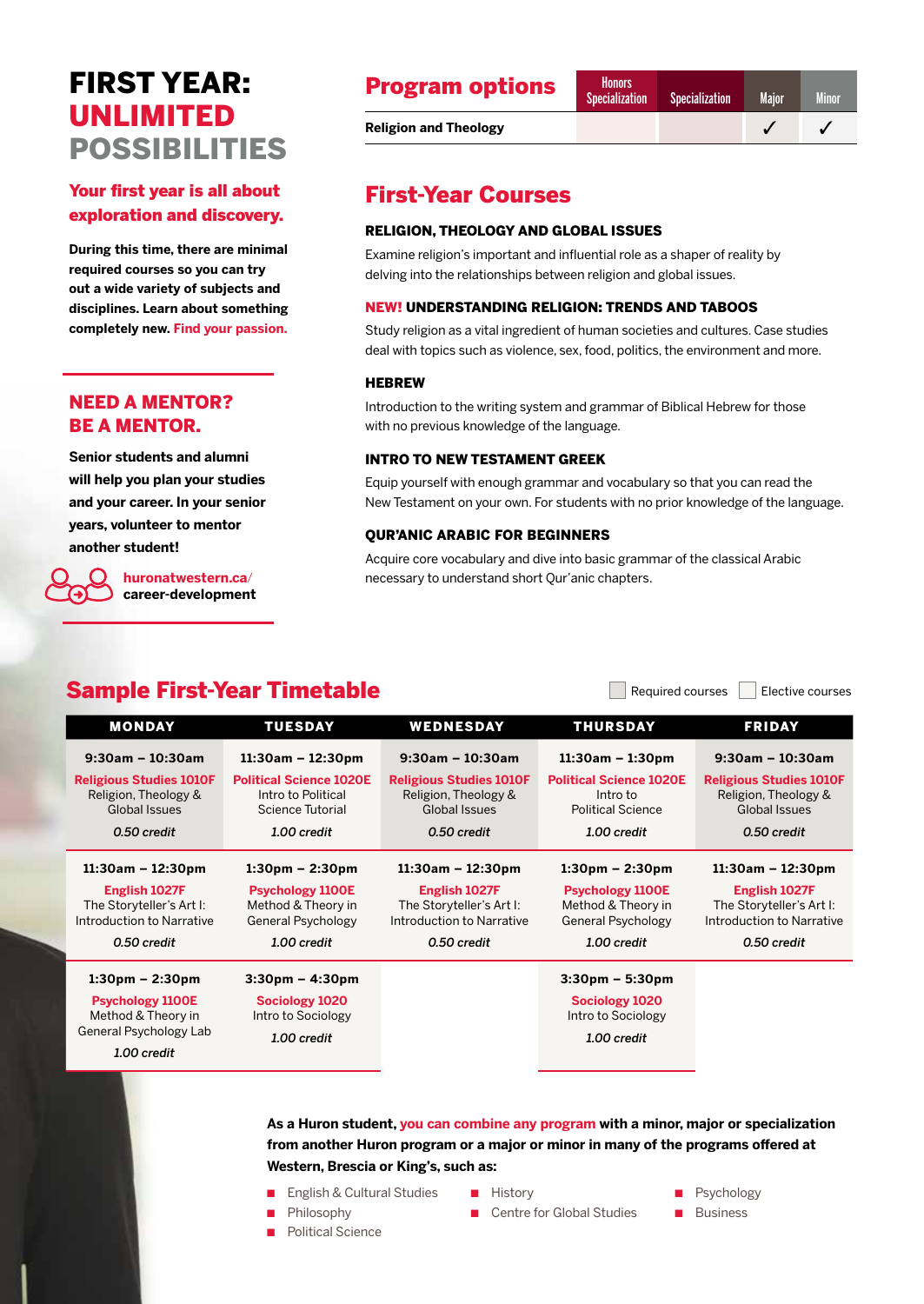# FIRST YEAR: UNLIMITED POSSIBILITIES

## Your first year is all about exploration and discovery.

**During this time, there are minimal required courses so you can try out a wide variety of subjects and disciplines. Learn about something completely new. Find your passion.**

## NEED A MENTOR? BE A MENTOR.

**Senior students and alumni will help you plan your studies and your career. In your senior years, volunteer to mentor another student!**

**huronatwestern.ca/career-development**

## Program options

| | Honors Specialization | Specialization | Major | Minor |
|---|---|---|---|---|
| **Religion and Theology** | | | ✓ | ✓ |

## First-Year Courses

### RELIGION, THEOLOGY AND GLOBAL ISSUES

Examine religion's important and influential role as a shaper of reality by delving into the relationships between religion and global issues.

### NEW! UNDERSTANDING RELIGION: TRENDS AND TABOOS

Study religion as a vital ingredient of human societies and cultures. Case studies deal with topics such as violence, sex, food, politics, the environment and more.

### HEBREW

Introduction to the writing system and grammar of Biblical Hebrew for those with no previous knowledge of the language.

### INTRO TO NEW TESTAMENT GREEK

Equip yourself with enough grammar and vocabulary so that you can read the New Testament on your own. For students with no prior knowledge of the language.

### QUR'ANIC ARABIC FOR BEGINNERS

Acquire core vocabulary and dive into basic grammar of the classical Arabic necessary to understand short Qur'anic chapters.

## Sample First-Year Timetable

Required courses / Elective courses

| MONDAY | TUESDAY | WEDNESDAY | THURSDAY | FRIDAY |
|---|---|---|---|---|
| 9:30am – 10:30am<br>**Religious Studies 1010F**<br>Religion, Theology & Global Issues<br>*0.50 credit* | 11:30am – 12:30pm<br>**Political Science 1020E**<br>Intro to Political Science Tutorial<br>*1.00 credit* | 9:30am – 10:30am<br>**Religious Studies 1010F**<br>Religion, Theology & Global Issues<br>*0.50 credit* | 11:30am – 1:30pm<br>**Political Science 1020E**<br>Intro to Political Science<br>*1.00 credit* | 9:30am – 10:30am<br>**Religious Studies 1010F**<br>Religion, Theology & Global Issues<br>*0.50 credit* |
| 11:30am – 12:30pm<br>**English 1027F**<br>The Storyteller's Art I: Introduction to Narrative<br>*0.50 credit* | 1:30pm – 2:30pm<br>**Psychology 1100E**<br>Method & Theory in General Psychology<br>*1.00 credit* | 11:30am – 12:30pm<br>**English 1027F**<br>The Storyteller's Art I: Introduction to Narrative<br>*0.50 credit* | 1:30pm – 2:30pm<br>**Psychology 1100E**<br>Method & Theory in General Psychology<br>*1.00 credit* | 11:30am – 12:30pm<br>**English 1027F**<br>The Storyteller's Art I: Introduction to Narrative<br>*0.50 credit* |
| 1:30pm – 2:30pm<br>**Psychology 1100E**<br>Method & Theory in General Psychology Lab<br>*1.00 credit* | 3:30pm – 4:30pm<br>**Sociology 1020**<br>Intro to Sociology<br>*1.00 credit* | | 3:30pm – 5:30pm<br>**Sociology 1020**<br>Intro to Sociology<br>*1.00 credit* | |

**As a Huron student, you can combine any program with a minor, major or specialization from another Huron program or a major or minor in many of the programs offered at Western, Brescia or King's, such as:**

- English & Cultural Studies
- Philosophy
- Political Science
- History
- Centre for Global Studies
- Psychology
- Business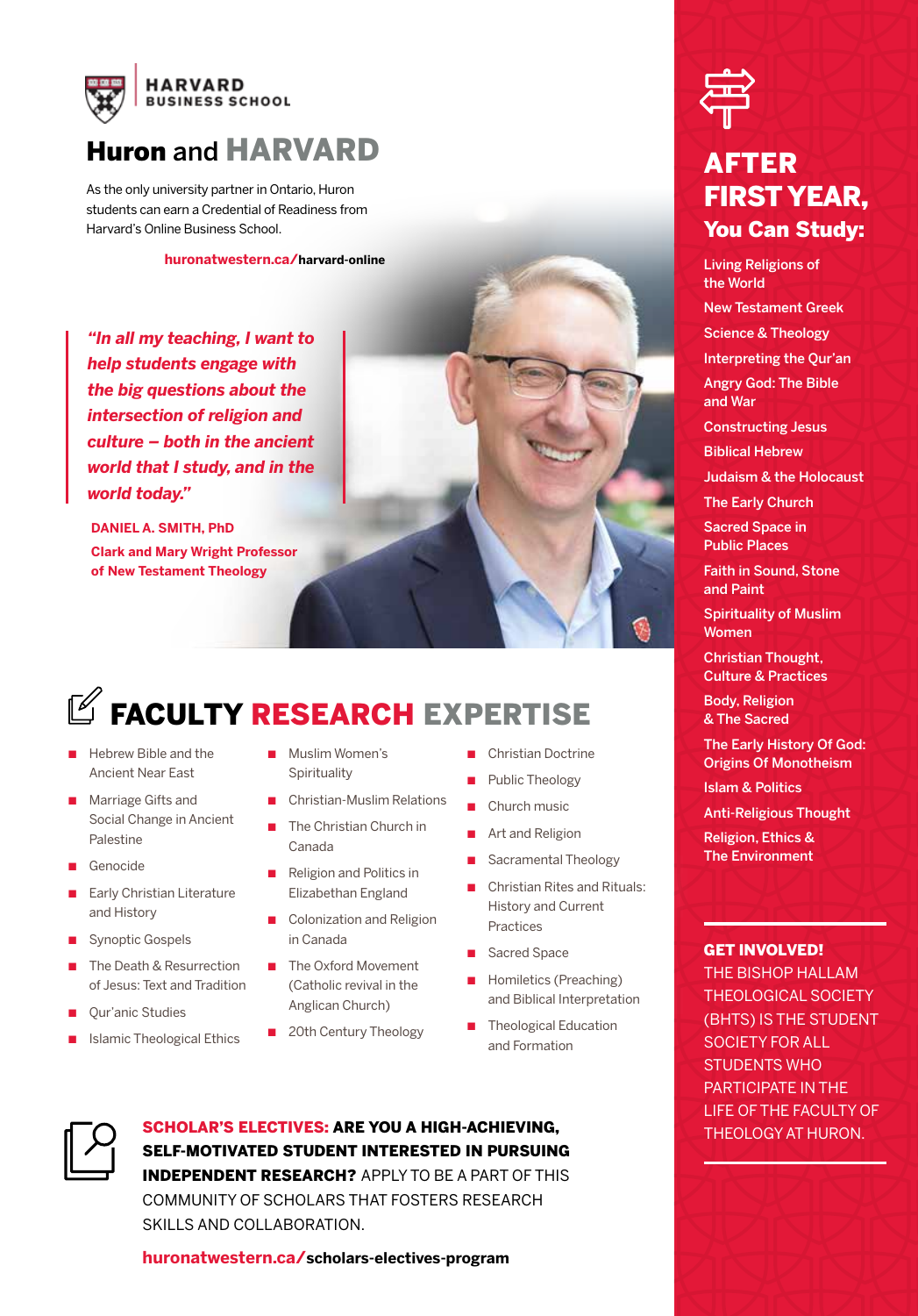HARVARD BUSINESS SCHOOL

# Huron and HARVARD

As the only university partner in Ontario, Huron students can earn a Credential of Readiness from Harvard's Online Business School.

**huronatwestern.ca/harvard-online**

> ***"In all my teaching, I want to help students engage with the big questions about the intersection of religion and culture – both in the ancient world that I study, and in the world today."***

**DANIEL A. SMITH, PhD**
**Clark and Mary Wright Professor of New Testament Theology**

## FACULTY RESEARCH EXPERTISE

- Hebrew Bible and the Ancient Near East
- Marriage Gifts and Social Change in Ancient Palestine
- Genocide
- Early Christian Literature and History
- Synoptic Gospels
- The Death & Resurrection of Jesus: Text and Tradition
- Qur'anic Studies
- Islamic Theological Ethics
- Muslim Women's Spirituality
- Christian-Muslim Relations
- The Christian Church in Canada
- Religion and Politics in Elizabethan England
- Colonization and Religion in Canada
- The Oxford Movement (Catholic revival in the Anglican Church)
- 20th Century Theology
- Christian Doctrine
- Public Theology
- Church music
- Art and Religion
- Sacramental Theology
- Christian Rites and Rituals: History and Current Practices
- Sacred Space
- Homiletics (Preaching) and Biblical Interpretation
- Theological Education and Formation

**SCHOLAR'S ELECTIVES: ARE YOU A HIGH-ACHIEVING, SELF-MOTIVATED STUDENT INTERESTED IN PURSUING INDEPENDENT RESEARCH?** APPLY TO BE A PART OF THIS COMMUNITY OF SCHOLARS THAT FOSTERS RESEARCH SKILLS AND COLLABORATION.

**huronatwestern.ca/scholars-electives-program**

## AFTER FIRST YEAR, You Can Study:

- Living Religions of the World
- New Testament Greek
- Science & Theology
- Interpreting the Qur'an
- Angry God: The Bible and War
- Constructing Jesus
- Biblical Hebrew
- Judaism & the Holocaust
- The Early Church
- Sacred Space in Public Places
- Faith in Sound, Stone and Paint
- Spirituality of Muslim Women
- Christian Thought, Culture & Practices
- Body, Religion & The Sacred
- The Early History Of God: Origins Of Monotheism
- Islam & Politics
- Anti-Religious Thought
- Religion, Ethics & The Environment

**GET INVOLVED!**
THE BISHOP HALLAM THEOLOGICAL SOCIETY (BHTS) IS THE STUDENT SOCIETY FOR ALL STUDENTS WHO PARTICIPATE IN THE LIFE OF THE FACULTY OF THEOLOGY AT HURON.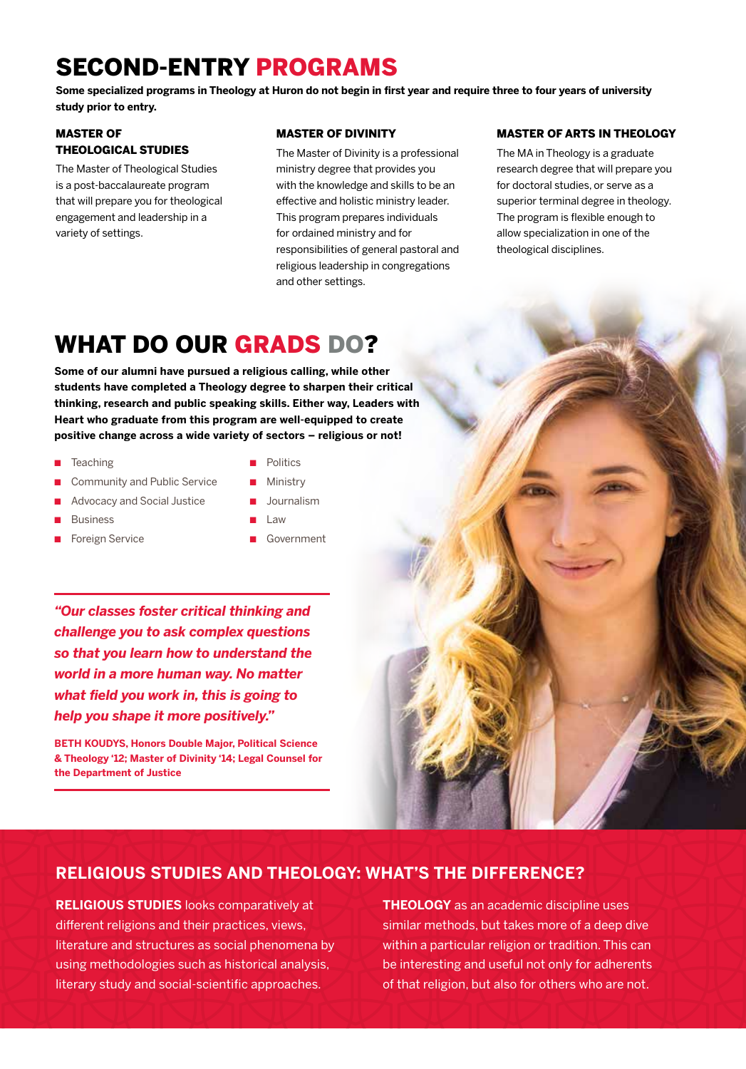# SECOND-ENTRY PROGRAMS

**Some specialized programs in Theology at Huron do not begin in first year and require three to four years of university study prior to entry.**

### MASTER OF THEOLOGICAL STUDIES

The Master of Theological Studies is a post-baccalaureate program that will prepare you for theological engagement and leadership in a variety of settings.

### MASTER OF DIVINITY

The Master of Divinity is a professional ministry degree that provides you with the knowledge and skills to be an effective and holistic ministry leader. This program prepares individuals for ordained ministry and for responsibilities of general pastoral and religious leadership in congregations and other settings.

### MASTER OF ARTS IN THEOLOGY

The MA in Theology is a graduate research degree that will prepare you for doctoral studies, or serve as a superior terminal degree in theology. The program is flexible enough to allow specialization in one of the theological disciplines.

# WHAT DO OUR GRADS DO?

**Some of our alumni have pursued a religious calling, while other students have completed a Theology degree to sharpen their critical thinking, research and public speaking skills. Either way, Leaders with Heart who graduate from this program are well-equipped to create positive change across a wide variety of sectors – religious or not!**

- Teaching
- Community and Public Service
- Advocacy and Social Justice
- Business
- Foreign Service
- Politics
- Ministry
- Journalism
- Law
- Government

***"Our classes foster critical thinking and challenge you to ask complex questions so that you learn how to understand the world in a more human way. No matter what field you work in, this is going to help you shape it more positively."***

**BETH KOUDYS, Honors Double Major, Political Science & Theology '12; Master of Divinity '14; Legal Counsel for the Department of Justice**

## RELIGIOUS STUDIES AND THEOLOGY: WHAT'S THE DIFFERENCE?

**RELIGIOUS STUDIES** looks comparatively at different religions and their practices, views, literature and structures as social phenomena by using methodologies such as historical analysis, literary study and social-scientific approaches.

**THEOLOGY** as an academic discipline uses similar methods, but takes more of a deep dive within a particular religion or tradition. This can be interesting and useful not only for adherents of that religion, but also for others who are not.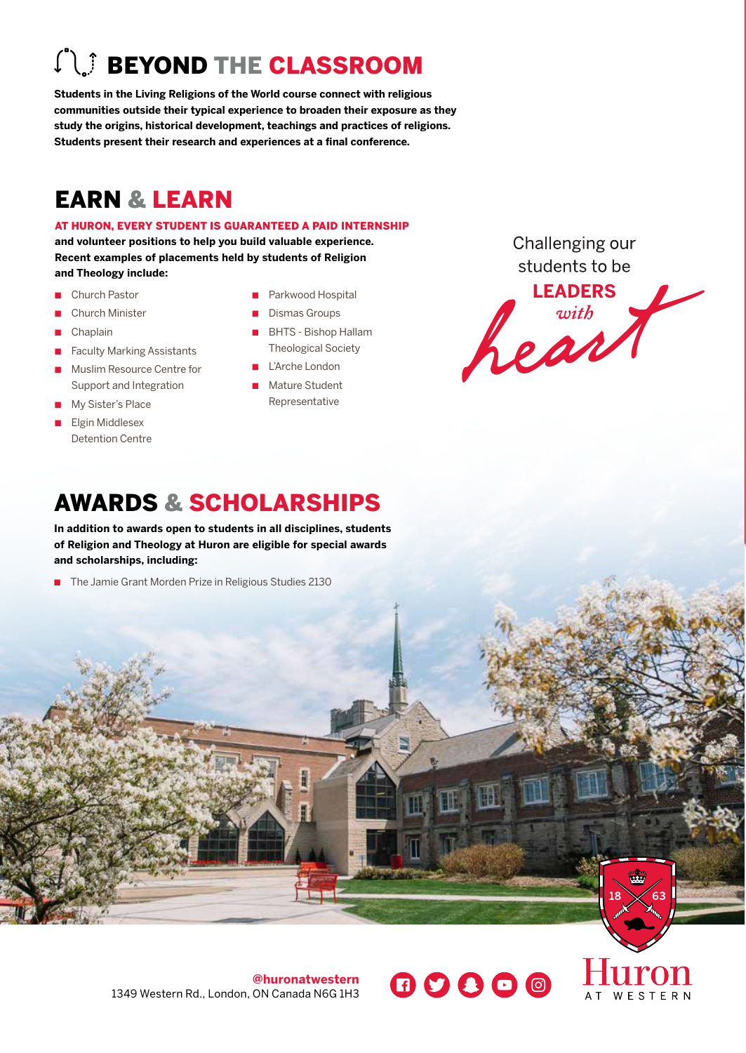# BEYOND THE CLASSROOM

**Students in the Living Religions of the World course connect with religious communities outside their typical experience to broaden their exposure as they study the origins, historical development, teachings and practices of religions. Students present their research and experiences at a final conference.**

## EARN & LEARN

**AT HURON, EVERY STUDENT IS GUARANTEED A PAID INTERNSHIP and volunteer positions to help you build valuable experience. Recent examples of placements held by students of Religion and Theology include:**

- Church Pastor
- Church Minister
- Chaplain
- Faculty Marking Assistants
- Muslim Resource Centre for Support and Integration
- My Sister's Place
- Elgin Middlesex Detention Centre
- Parkwood Hospital
- Dismas Groups
- BHTS - Bishop Hallam Theological Society
- L'Arche London
- Mature Student Representative

Challenging our students to be **LEADERS** *with heart*

## AWARDS & SCHOLARSHIPS

**In addition to awards open to students in all disciplines, students of Religion and Theology at Huron are eligible for special awards and scholarships, including:**

- The Jamie Grant Morden Prize in Religious Studies 2130

**@huronatwestern**
1349 Western Rd., London, ON Canada N6G 1H3

Huron AT WESTERN